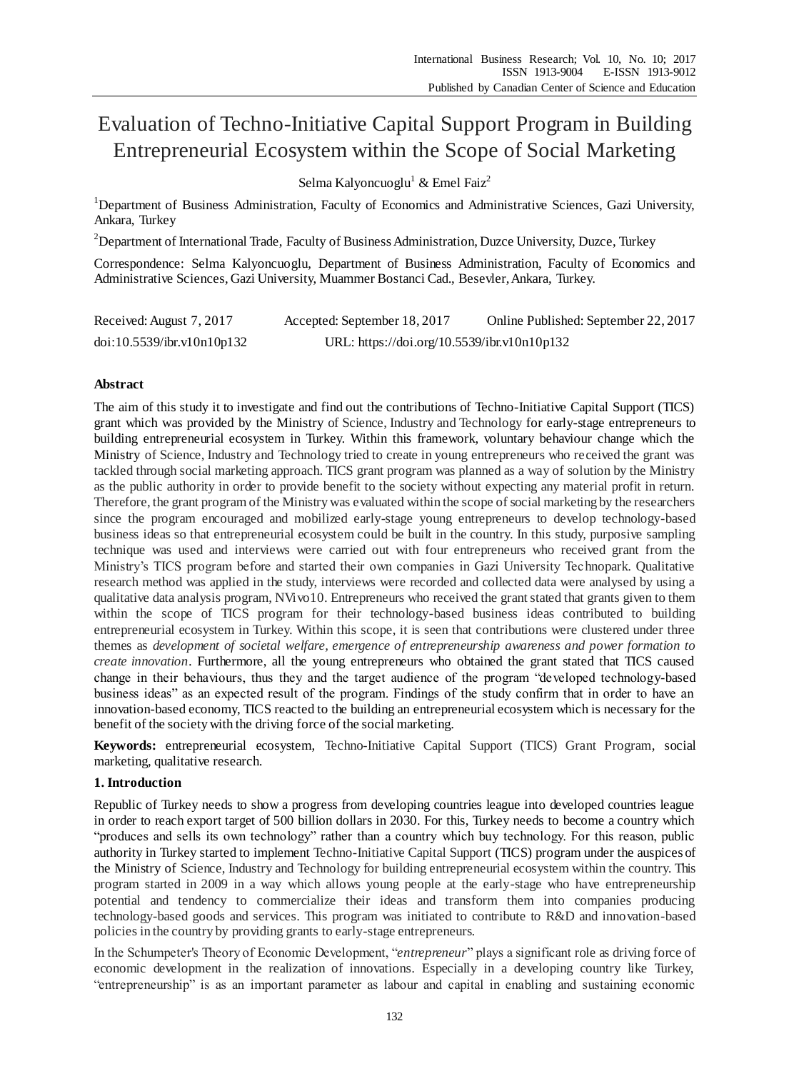# Evaluation of Techno-Initiative Capital Support Program in Building Entrepreneurial Ecosystem within the Scope of Social Marketing

Selma Kalyoncuoglu[1] & Emel Faiz[2]

[1]Department of Business Administration, Faculty of Economics and Administrative Sciences, Gazi University, Ankara, Turkey

[2]Department of International Trade, Faculty of Business Administration, Duzce University, Duzce, Turkey

Correspondence: Selma Kalyoncuoglu, Department of Business Administration, Faculty of Economics and Administrative Sciences, Gazi University, Muammer Bostanci Cad., Besevler, Ankara, Turkey.

Received: August 7, 2017 Accepted: September 18, 2017 Online Published: September 22, 2017

doi:10.5539/ibr.v10n10p132 URL: https://doi.org/10.5539/ibr.v10n10p132

## Abstract

The aim of this study it to investigate and find out the contributions of Techno-Initiative Capital Support (TICS) grant which was provided by the Ministry of Science, Industry and Technology for early-stage entrepreneurs to building entrepreneurial ecosystem in Turkey. Within this framework, voluntary behaviour change which the Ministry of Science, Industry and Technology tried to create in young entrepreneurs who received the grant was tackled through social marketing approach. TICS grant program was planned as a way of solution by the Ministry as the public authority in order to provide benefit to the society without expecting any material profit in return. Therefore, the grant program of the Ministry was evaluated within the scope of social marketing by the researchers since the program encouraged and mobilized early-stage young entrepreneurs to develop technology-based business ideas so that entrepreneurial ecosystem could be built in the country. In this study, purposive sampling technique was used and interviews were carried out with four entrepreneurs who received grant from the Ministry's TICS program before and started their own companies in Gazi University Technopark. Qualitative research method was applied in the study, interviews were recorded and collected data were analysed by using a qualitative data analysis program, NVivo10. Entrepreneurs who received the grant stated that grants given to them within the scope of TICS program for their technology-based business ideas contributed to building entrepreneurial ecosystem in Turkey. Within this scope, it is seen that contributions were clustered under three themes as *development of societal welfare, emergence of entrepreneurship awareness and power formation to create innovation*. Furthermore, all the young entrepreneurs who obtained the grant stated that TICS caused change in their behaviours, thus they and the target audience of the program "developed technology-based business ideas" as an expected result of the program. Findings of the study confirm that in order to have an innovation-based economy, TICS reacted to the building an entrepreneurial ecosystem which is necessary for the benefit of the society with the driving force of the social marketing.

**Keywords:** entrepreneurial ecosystem, Techno-Initiative Capital Support (TICS) Grant Program, social marketing, qualitative research.

## 1. Introduction

Republic of Turkey needs to show a progress from developing countries league into developed countries league in order to reach export target of 500 billion dollars in 2030. For this, Turkey needs to become a country which "produces and sells its own technology" rather than a country which buy technology. For this reason, public authority in Turkey started to implement Techno-Initiative Capital Support (TICS) program under the auspices of the Ministry of Science, Industry and Technology for building entrepreneurial ecosystem within the country. This program started in 2009 in a way which allows young people at the early-stage who have entrepreneurship potential and tendency to commercialize their ideas and transform them into companies producing technology-based goods and services. This program was initiated to contribute to R&D and innovation-based policies in the country by providing grants to early-stage entrepreneurs.

In the Schumpeter's Theory of Economic Development, "*entrepreneur*" plays a significant role as driving force of economic development in the realization of innovations. Especially in a developing country like Turkey, "entrepreneurship" is as an important parameter as labour and capital in enabling and sustaining economic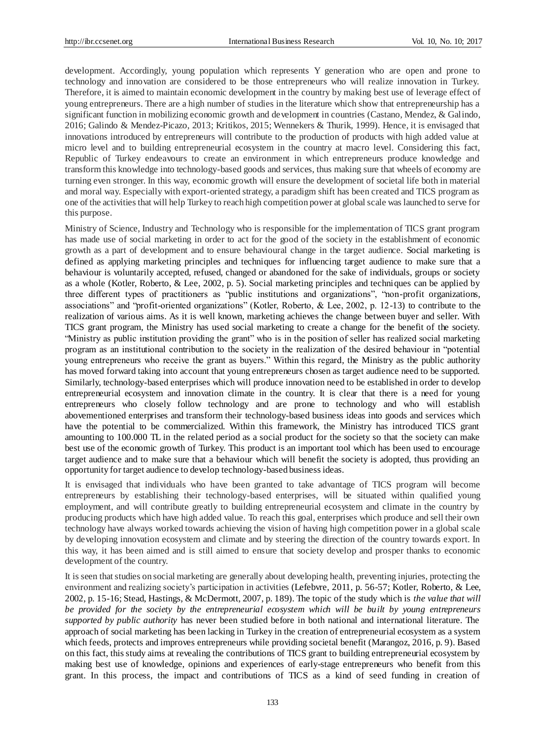development. Accordingly, young population which represents Y generation who are open and prone to technology and innovation are considered to be those entrepreneurs who will realize innovation in Turkey. Therefore, it is aimed to maintain economic development in the country by making best use of leverage effect of young entrepreneurs. There are a high number of studies in the literature which show that entrepreneurship has a significant function in mobilizing economic growth and development in countries (Castano, Mendez, & Galindo, 2016; Galindo & Mendez-Picazo, 2013; Kritikos, 2015; Wennekers & Thurik, 1999). Hence, it is envisaged that innovations introduced by entrepreneurs will contribute to the production of products with high added value at micro level and to building entrepreneurial ecosystem in the country at macro level. Considering this fact, Republic of Turkey endeavours to create an environment in which entrepreneurs produce knowledge and transform this knowledge into technology-based goods and services, thus making sure that wheels of economy are turning even stronger. In this way, economic growth will ensure the development of societal life both in material and moral way. Especially with export-oriented strategy, a paradigm shift has been created and TICS program as one of the activities that will help Turkey to reach high competition power at global scale was launched to serve for this purpose.

Ministry of Science, Industry and Technology who is responsible for the implementation of TICS grant program has made use of social marketing in order to act for the good of the society in the establishment of economic growth as a part of development and to ensure behavioural change in the target audience. Social marketing is defined as applying marketing principles and techniques for influencing target audience to make sure that a behaviour is voluntarily accepted, refused, changed or abandoned for the sake of individuals, groups or society as a whole (Kotler, Roberto, & Lee, 2002, p. 5). Social marketing principles and techniques can be applied by three different types of practitioners as "public institutions and organizations", "non-profit organizations, associations" and "profit-oriented organizations" (Kotler, Roberto, & Lee, 2002, p. 12-13) to contribute to the realization of various aims. As it is well known, marketing achieves the change between buyer and seller. With TICS grant program, the Ministry has used social marketing to create a change for the benefit of the society. "Ministry as public institution providing the grant" who is in the position of seller has realized social marketing program as an institutional contribution to the society in the realization of the desired behaviour in "potential young entrepreneurs who receive the grant as buyers." Within this regard, the Ministry as the public authority has moved forward taking into account that young entrepreneurs chosen as target audience need to be supported. Similarly, technology-based enterprises which will produce innovation need to be established in order to develop entrepreneurial ecosystem and innovation climate in the country. It is clear that there is a need for young entrepreneurs who closely follow technology and are prone to technology and who will establish abovementioned enterprises and transform their technology-based business ideas into goods and services which have the potential to be commercialized. Within this framework, the Ministry has introduced TICS grant amounting to 100.000 TL in the related period as a social product for the society so that the society can make best use of the economic growth of Turkey. This product is an important tool which has been used to encourage target audience and to make sure that a behaviour which will benefit the society is adopted, thus providing an opportunity for target audience to develop technology-based business ideas.

It is envisaged that individuals who have been granted to take advantage of TICS program will become entrepreneurs by establishing their technology-based enterprises, will be situated within qualified young employment, and will contribute greatly to building entrepreneurial ecosystem and climate in the country by producing products which have high added value. To reach this goal, enterprises which produce and sell their own technology have always worked towards achieving the vision of having high competition power in a global scale by developing innovation ecosystem and climate and by steering the direction of the country towards export. In this way, it has been aimed and is still aimed to ensure that society develop and prosper thanks to economic development of the country.

It is seen that studies on social marketing are generally about developing health, preventing injuries, protecting the environment and realizing society's participation in activities (Lefebvre, 2011, p. 56-57; Kotler, Roberto, & Lee, 2002, p. 15-16; Stead, Hastings, & McDermott, 2007, p. 189). The topic of the study which is *the value that will be provided for the society by the entrepreneurial ecosystem which will be built by young entrepreneurs supported by public authority* has never been studied before in both national and international literature. The approach of social marketing has been lacking in Turkey in the creation of entrepreneurial ecosystem as a system which feeds, protects and improves entrepreneurs while providing societal benefit (Marangoz, 2016, p. 9). Based on this fact, this study aims at revealing the contributions of TICS grant to building entrepreneurial ecosystem by making best use of knowledge, opinions and experiences of early-stage entrepreneurs who benefit from this grant. In this process, the impact and contributions of TICS as a kind of seed funding in creation of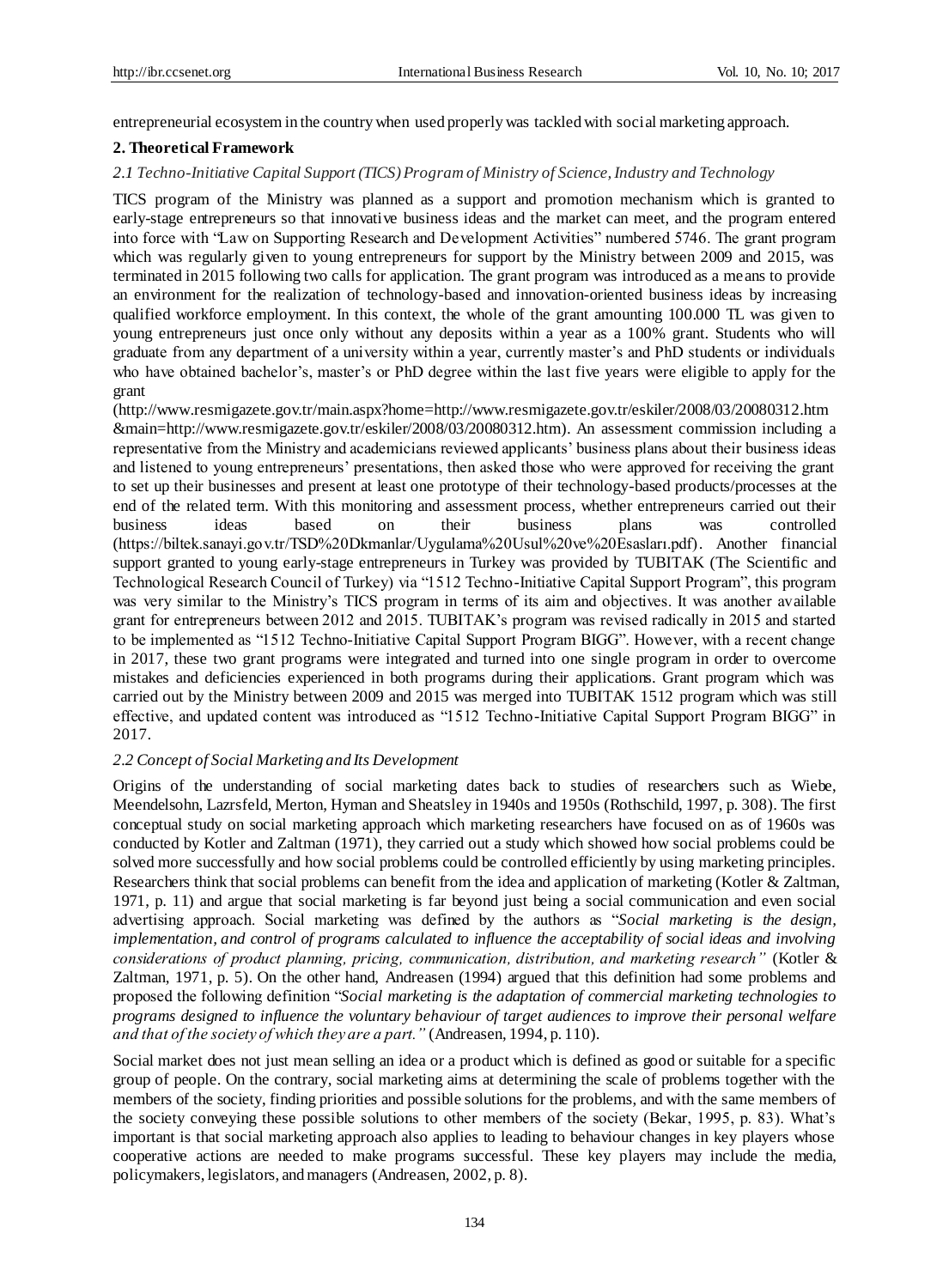entrepreneurial ecosystem in the country when used properly was tackled with social marketing approach.

## 2. Theoretical Framework

### *2.1 Techno-Initiative Capital Support (TICS) Program of Ministry of Science, Industry and Technology*

TICS program of the Ministry was planned as a support and promotion mechanism which is granted to early-stage entrepreneurs so that innovative business ideas and the market can meet, and the program entered into force with "Law on Supporting Research and Development Activities" numbered 5746. The grant program which was regularly given to young entrepreneurs for support by the Ministry between 2009 and 2015, was terminated in 2015 following two calls for application. The grant program was introduced as a means to provide an environment for the realization of technology-based and innovation-oriented business ideas by increasing qualified workforce employment. In this context, the whole of the grant amounting 100.000 TL was given to young entrepreneurs just once only without any deposits within a year as a 100% grant. Students who will graduate from any department of a university within a year, currently master's and PhD students or individuals who have obtained bachelor's, master's or PhD degree within the last five years were eligible to apply for the grant (http://www.resmigazete.gov.tr/main.aspx?home=http://www.resmigazete.gov.tr/eskiler/2008/03/20080312.htm &main=http://www.resmigazete.gov.tr/eskiler/2008/03/20080312.htm). An assessment commission including a representative from the Ministry and academicians reviewed applicants' business plans about their business ideas and listened to young entrepreneurs' presentations, then asked those who were approved for receiving the grant to set up their businesses and present at least one prototype of their technology-based products/processes at the end of the related term. With this monitoring and assessment process, whether entrepreneurs carried out their business ideas based on their business plans was controlled (https://biltek.sanayi.gov.tr/TSD%20Dkmanlar/Uygulama%20Usul%20ve%20Esasları.pdf). Another financial support granted to young early-stage entrepreneurs in Turkey was provided by TUBITAK (The Scientific and Technological Research Council of Turkey) via "1512 Techno-Initiative Capital Support Program", this program was very similar to the Ministry's TICS program in terms of its aim and objectives. It was another available grant for entrepreneurs between 2012 and 2015. TUBITAK's program was revised radically in 2015 and started to be implemented as "1512 Techno-Initiative Capital Support Program BIGG". However, with a recent change in 2017, these two grant programs were integrated and turned into one single program in order to overcome mistakes and deficiencies experienced in both programs during their applications. Grant program which was carried out by the Ministry between 2009 and 2015 was merged into TUBITAK 1512 program which was still effective, and updated content was introduced as "1512 Techno-Initiative Capital Support Program BIGG" in 2017.

### *2.2 Concept of Social Marketing and Its Development*

Origins of the understanding of social marketing dates back to studies of researchers such as Wiebe, Meendelsohn, Lazrsfeld, Merton, Hyman and Sheatsley in 1940s and 1950s (Rothschild, 1997, p. 308). The first conceptual study on social marketing approach which marketing researchers have focused on as of 1960s was conducted by Kotler and Zaltman (1971), they carried out a study which showed how social problems could be solved more successfully and how social problems could be controlled efficiently by using marketing principles. Researchers think that social problems can benefit from the idea and application of marketing (Kotler & Zaltman, 1971, p. 11) and argue that social marketing is far beyond just being a social communication and even social advertising approach. Social marketing was defined by the authors as "*Social marketing is the design, implementation, and control of programs calculated to influence the acceptability of social ideas and involving considerations of product planning, pricing, communication, distribution, and marketing research"* (Kotler & Zaltman, 1971, p. 5). On the other hand, Andreasen (1994) argued that this definition had some problems and proposed the following definition "*Social marketing is the adaptation of commercial marketing technologies to programs designed to influence the voluntary behaviour of target audiences to improve their personal welfare and that of the society of which they are a part."* (Andreasen, 1994, p. 110).

Social market does not just mean selling an idea or a product which is defined as good or suitable for a specific group of people. On the contrary, social marketing aims at determining the scale of problems together with the members of the society, finding priorities and possible solutions for the problems, and with the same members of the society conveying these possible solutions to other members of the society (Bekar, 1995, p. 83). What's important is that social marketing approach also applies to leading to behaviour changes in key players whose cooperative actions are needed to make programs successful. These key players may include the media, policymakers, legislators, and managers (Andreasen, 2002, p. 8).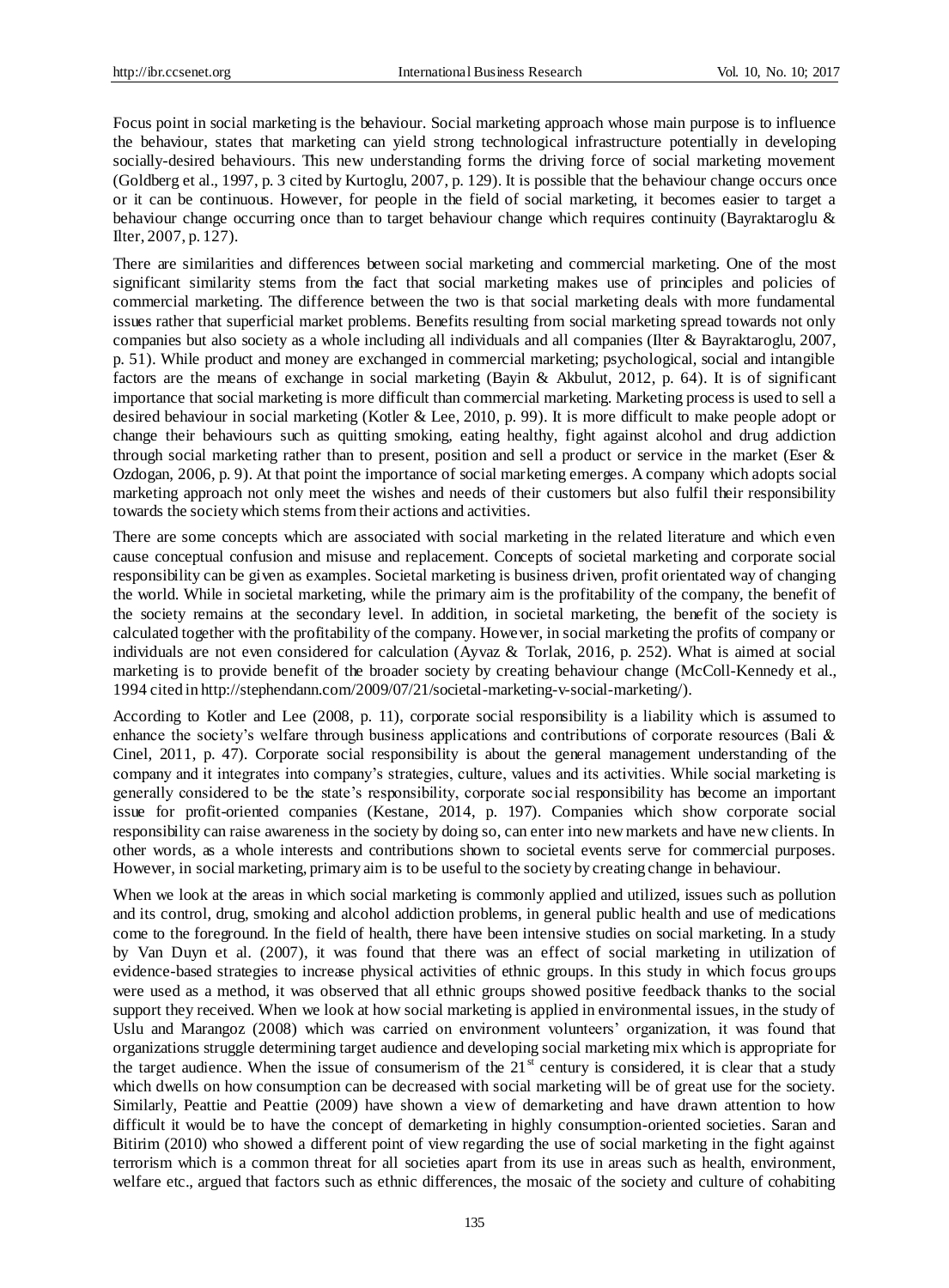Focus point in social marketing is the behaviour. Social marketing approach whose main purpose is to influence the behaviour, states that marketing can yield strong technological infrastructure potentially in developing socially-desired behaviours. This new understanding forms the driving force of social marketing movement (Goldberg et al., 1997, p. 3 cited by Kurtoglu, 2007, p. 129). It is possible that the behaviour change occurs once or it can be continuous. However, for people in the field of social marketing, it becomes easier to target a behaviour change occurring once than to target behaviour change which requires continuity (Bayraktaroglu & Ilter, 2007, p. 127).

There are similarities and differences between social marketing and commercial marketing. One of the most significant similarity stems from the fact that social marketing makes use of principles and policies of commercial marketing. The difference between the two is that social marketing deals with more fundamental issues rather that superficial market problems. Benefits resulting from social marketing spread towards not only companies but also society as a whole including all individuals and all companies (Ilter & Bayraktaroglu, 2007, p. 51). While product and money are exchanged in commercial marketing; psychological, social and intangible factors are the means of exchange in social marketing (Bayin & Akbulut, 2012, p. 64). It is of significant importance that social marketing is more difficult than commercial marketing. Marketing process is used to sell a desired behaviour in social marketing (Kotler & Lee, 2010, p. 99). It is more difficult to make people adopt or change their behaviours such as quitting smoking, eating healthy, fight against alcohol and drug addiction through social marketing rather than to present, position and sell a product or service in the market (Eser & Ozdogan, 2006, p. 9). At that point the importance of social marketing emerges. A company which adopts social marketing approach not only meet the wishes and needs of their customers but also fulfil their responsibility towards the society which stems from their actions and activities.

There are some concepts which are associated with social marketing in the related literature and which even cause conceptual confusion and misuse and replacement. Concepts of societal marketing and corporate social responsibility can be given as examples. Societal marketing is business driven, profit orientated way of changing the world. While in societal marketing, while the primary aim is the profitability of the company, the benefit of the society remains at the secondary level. In addition, in societal marketing, the benefit of the society is calculated together with the profitability of the company. However, in social marketing the profits of company or individuals are not even considered for calculation (Ayvaz & Torlak, 2016, p. 252). What is aimed at social marketing is to provide benefit of the broader society by creating behaviour change (McColl-Kennedy et al., 1994 cited in http://stephendann.com/2009/07/21/societal-marketing-v-social-marketing/).

According to Kotler and Lee (2008, p. 11), corporate social responsibility is a liability which is assumed to enhance the society's welfare through business applications and contributions of corporate resources (Bali & Cinel, 2011, p. 47). Corporate social responsibility is about the general management understanding of the company and it integrates into company's strategies, culture, values and its activities. While social marketing is generally considered to be the state's responsibility, corporate social responsibility has become an important issue for profit-oriented companies (Kestane, 2014, p. 197). Companies which show corporate social responsibility can raise awareness in the society by doing so, can enter into new markets and have new clients. In other words, as a whole interests and contributions shown to societal events serve for commercial purposes. However, in social marketing, primary aim is to be useful to the society by creating change in behaviour.

When we look at the areas in which social marketing is commonly applied and utilized, issues such as pollution and its control, drug, smoking and alcohol addiction problems, in general public health and use of medications come to the foreground. In the field of health, there have been intensive studies on social marketing. In a study by Van Duyn et al. (2007), it was found that there was an effect of social marketing in utilization of evidence-based strategies to increase physical activities of ethnic groups. In this study in which focus groups were used as a method, it was observed that all ethnic groups showed positive feedback thanks to the social support they received. When we look at how social marketing is applied in environmental issues, in the study of Uslu and Marangoz (2008) which was carried on environment volunteers' organization, it was found that organizations struggle determining target audience and developing social marketing mix which is appropriate for the target audience. When the issue of consumerism of the 21st century is considered, it is clear that a study which dwells on how consumption can be decreased with social marketing will be of great use for the society. Similarly, Peattie and Peattie (2009) have shown a view of demarketing and have drawn attention to how difficult it would be to have the concept of demarketing in highly consumption-oriented societies. Saran and Bitirim (2010) who showed a different point of view regarding the use of social marketing in the fight against terrorism which is a common threat for all societies apart from its use in areas such as health, environment, welfare etc., argued that factors such as ethnic differences, the mosaic of the society and culture of cohabiting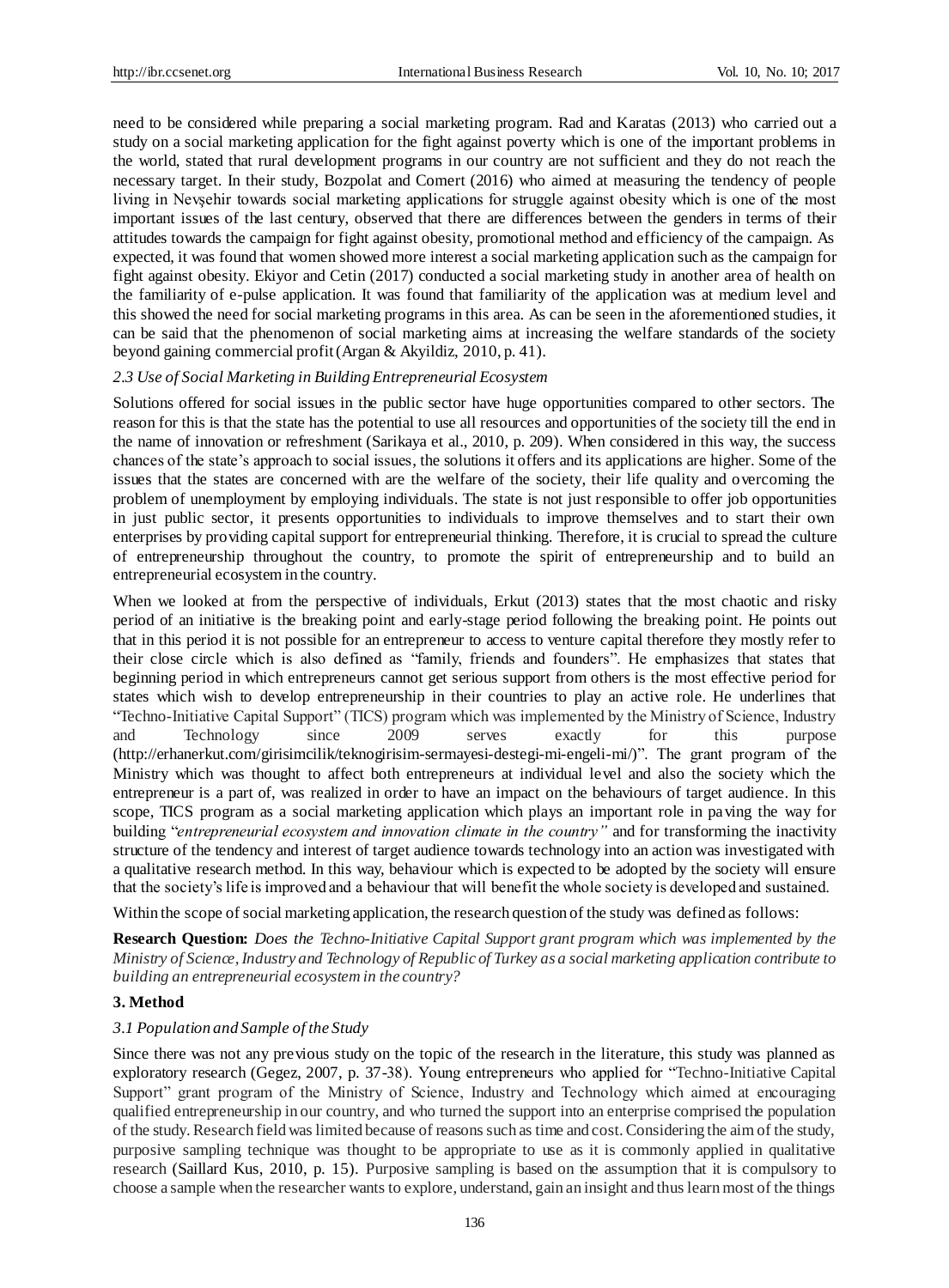need to be considered while preparing a social marketing program. Rad and Karatas (2013) who carried out a study on a social marketing application for the fight against poverty which is one of the important problems in the world, stated that rural development programs in our country are not sufficient and they do not reach the necessary target. In their study, Bozpolat and Comert (2016) who aimed at measuring the tendency of people living in Nevşehir towards social marketing applications for struggle against obesity which is one of the most important issues of the last century, observed that there are differences between the genders in terms of their attitudes towards the campaign for fight against obesity, promotional method and efficiency of the campaign. As expected, it was found that women showed more interest a social marketing application such as the campaign for fight against obesity. Ekiyor and Cetin (2017) conducted a social marketing study in another area of health on the familiarity of e-pulse application. It was found that familiarity of the application was at medium level and this showed the need for social marketing programs in this area. As can be seen in the aforementioned studies, it can be said that the phenomenon of social marketing aims at increasing the welfare standards of the society beyond gaining commercial profit (Argan & Akyildiz, 2010, p. 41).

### *2.3 Use of Social Marketing in Building Entrepreneurial Ecosystem*

Solutions offered for social issues in the public sector have huge opportunities compared to other sectors. The reason for this is that the state has the potential to use all resources and opportunities of the society till the end in the name of innovation or refreshment (Sarikaya et al., 2010, p. 209). When considered in this way, the success chances of the state's approach to social issues, the solutions it offers and its applications are higher. Some of the issues that the states are concerned with are the welfare of the society, their life quality and overcoming the problem of unemployment by employing individuals. The state is not just responsible to offer job opportunities in just public sector, it presents opportunities to individuals to improve themselves and to start their own enterprises by providing capital support for entrepreneurial thinking. Therefore, it is crucial to spread the culture of entrepreneurship throughout the country, to promote the spirit of entrepreneurship and to build an entrepreneurial ecosystem in the country.

When we looked at from the perspective of individuals, Erkut (2013) states that the most chaotic and risky period of an initiative is the breaking point and early-stage period following the breaking point. He points out that in this period it is not possible for an entrepreneur to access to venture capital therefore they mostly refer to their close circle which is also defined as "family, friends and founders". He emphasizes that states that beginning period in which entrepreneurs cannot get serious support from others is the most effective period for states which wish to develop entrepreneurship in their countries to play an active role. He underlines that "Techno-Initiative Capital Support" (TICS) program which was implemented by the Ministry of Science, Industry and Technology since 2009 serves exactly for this purpose (http://erhanerkut.com/girisimcilik/teknogirisim-sermayesi-destegi-mi-engeli-mi/)". The grant program of the Ministry which was thought to affect both entrepreneurs at individual level and also the society which the entrepreneur is a part of, was realized in order to have an impact on the behaviours of target audience. In this scope, TICS program as a social marketing application which plays an important role in paving the way for building "*entrepreneurial ecosystem and innovation climate in the country*" and for transforming the inactivity structure of the tendency and interest of target audience towards technology into an action was investigated with a qualitative research method. In this way, behaviour which is expected to be adopted by the society will ensure that the society's life is improved and a behaviour that will benefit the whole society is developed and sustained.

Within the scope of social marketing application, the research question of the study was defined as follows:

**Research Question:** *Does the Techno-Initiative Capital Support grant program which was implemented by the Ministry of Science, Industry and Technology of Republic of Turkey as a social marketing application contribute to building an entrepreneurial ecosystem in the country?*

## 3. Method

### *3.1 Population and Sample of the Study*

Since there was not any previous study on the topic of the research in the literature, this study was planned as exploratory research (Gegez, 2007, p. 37-38). Young entrepreneurs who applied for "Techno-Initiative Capital Support" grant program of the Ministry of Science, Industry and Technology which aimed at encouraging qualified entrepreneurship in our country, and who turned the support into an enterprise comprised the population of the study. Research field was limited because of reasons such as time and cost. Considering the aim of the study, purposive sampling technique was thought to be appropriate to use as it is commonly applied in qualitative research (Saillard Kus, 2010, p. 15). Purposive sampling is based on the assumption that it is compulsory to choose a sample when the researcher wants to explore, understand, gain an insight and thus learn most of the things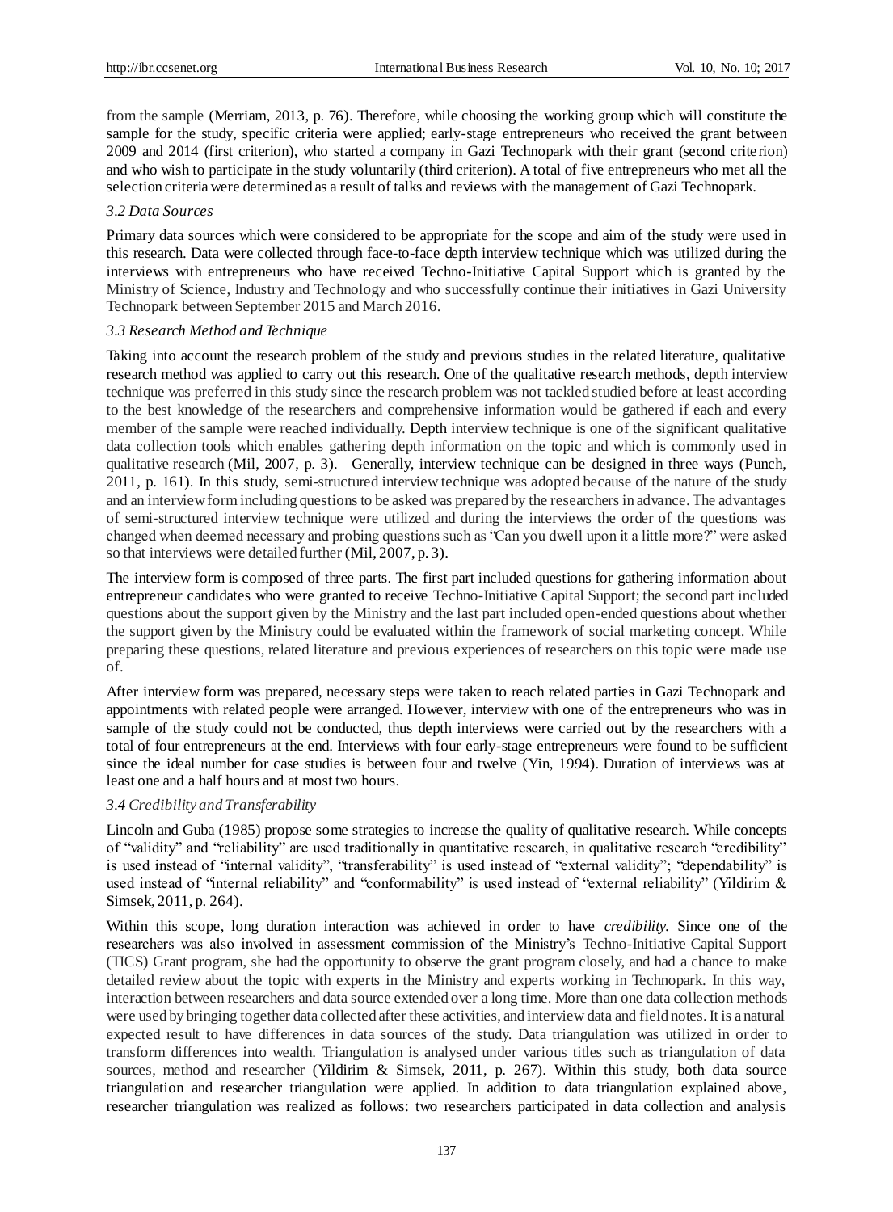from the sample (Merriam, 2013, p. 76). Therefore, while choosing the working group which will constitute the sample for the study, specific criteria were applied; early-stage entrepreneurs who received the grant between 2009 and 2014 (first criterion), who started a company in Gazi Technopark with their grant (second criterion) and who wish to participate in the study voluntarily (third criterion). A total of five entrepreneurs who met all the selection criteria were determined as a result of talks and reviews with the management of Gazi Technopark.

### *3.2 Data Sources*

Primary data sources which were considered to be appropriate for the scope and aim of the study were used in this research. Data were collected through face-to-face depth interview technique which was utilized during the interviews with entrepreneurs who have received Techno-Initiative Capital Support which is granted by the Ministry of Science, Industry and Technology and who successfully continue their initiatives in Gazi University Technopark between September 2015 and March 2016.

### *3.3 Research Method and Technique*

Taking into account the research problem of the study and previous studies in the related literature, qualitative research method was applied to carry out this research. One of the qualitative research methods, depth interview technique was preferred in this study since the research problem was not tackled studied before at least according to the best knowledge of the researchers and comprehensive information would be gathered if each and every member of the sample were reached individually. Depth interview technique is one of the significant qualitative data collection tools which enables gathering depth information on the topic and which is commonly used in qualitative research (Mil, 2007, p. 3). Generally, interview technique can be designed in three ways (Punch, 2011, p. 161). In this study, semi-structured interview technique was adopted because of the nature of the study and an interview form including questions to be asked was prepared by the researchers in advance. The advantages of semi-structured interview technique were utilized and during the interviews the order of the questions was changed when deemed necessary and probing questions such as "Can you dwell upon it a little more?" were asked so that interviews were detailed further (Mil, 2007, p. 3).

The interview form is composed of three parts. The first part included questions for gathering information about entrepreneur candidates who were granted to receive Techno-Initiative Capital Support; the second part included questions about the support given by the Ministry and the last part included open-ended questions about whether the support given by the Ministry could be evaluated within the framework of social marketing concept. While preparing these questions, related literature and previous experiences of researchers on this topic were made use of.

After interview form was prepared, necessary steps were taken to reach related parties in Gazi Technopark and appointments with related people were arranged. However, interview with one of the entrepreneurs who was in sample of the study could not be conducted, thus depth interviews were carried out by the researchers with a total of four entrepreneurs at the end. Interviews with four early-stage entrepreneurs were found to be sufficient since the ideal number for case studies is between four and twelve (Yin, 1994). Duration of interviews was at least one and a half hours and at most two hours.

### *3.4 Credibility and Transferability*

Lincoln and Guba (1985) propose some strategies to increase the quality of qualitative research. While concepts of "validity" and "reliability" are used traditionally in quantitative research, in qualitative research "credibility" is used instead of "internal validity", "transferability" is used instead of "external validity"; "dependability" is used instead of "internal reliability" and "conformability" is used instead of "external reliability" (Yildirim & Simsek, 2011, p. 264).

Within this scope, long duration interaction was achieved in order to have *credibility.* Since one of the researchers was also involved in assessment commission of the Ministry's Techno-Initiative Capital Support (TICS) Grant program, she had the opportunity to observe the grant program closely, and had a chance to make detailed review about the topic with experts in the Ministry and experts working in Technopark. In this way, interaction between researchers and data source extended over a long time. More than one data collection methods were used by bringing together data collected after these activities, and interview data and field notes. It is a natural expected result to have differences in data sources of the study. Data triangulation was utilized in order to transform differences into wealth. Triangulation is analysed under various titles such as triangulation of data sources, method and researcher (Yildirim & Simsek, 2011, p. 267). Within this study, both data source triangulation and researcher triangulation were applied. In addition to data triangulation explained above, researcher triangulation was realized as follows: two researchers participated in data collection and analysis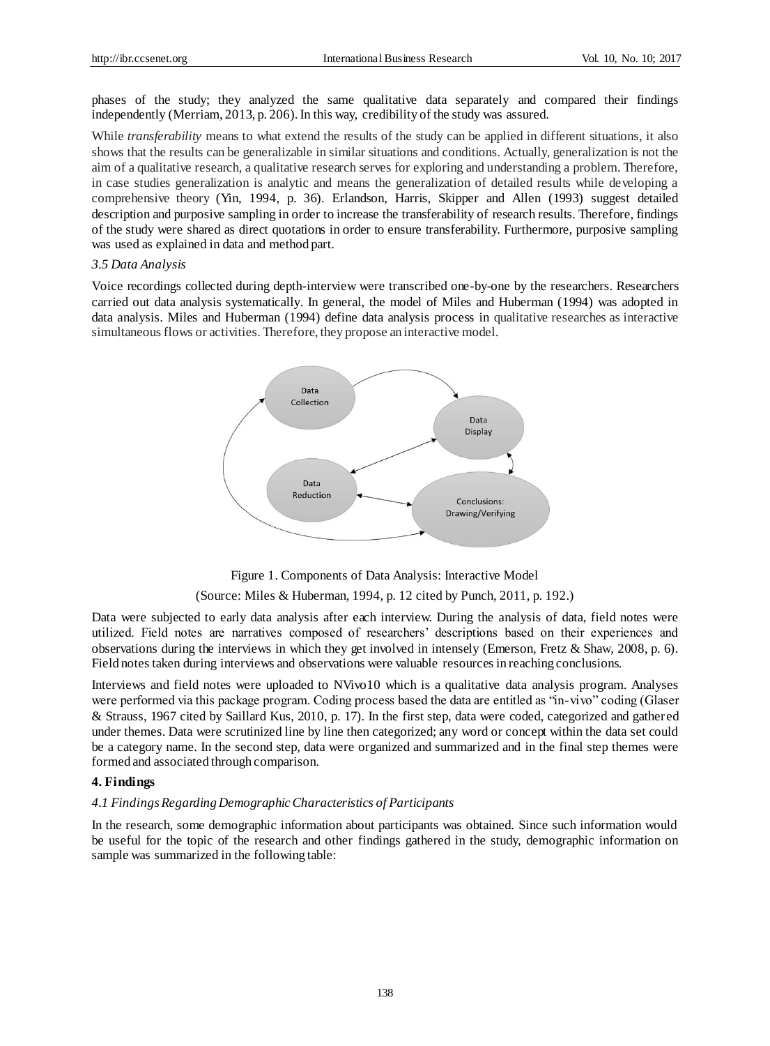phases of the study; they analyzed the same qualitative data separately and compared their findings independently (Merriam, 2013, p. 206). In this way, credibility of the study was assured.

While *transferability* means to what extend the results of the study can be applied in different situations, it also shows that the results can be generalizable in similar situations and conditions. Actually, generalization is not the aim of a qualitative research, a qualitative research serves for exploring and understanding a problem. Therefore, in case studies generalization is analytic and means the generalization of detailed results while developing a comprehensive theory (Yin, 1994, p. 36). Erlandson, Harris, Skipper and Allen (1993) suggest detailed description and purposive sampling in order to increase the transferability of research results. Therefore, findings of the study were shared as direct quotations in order to ensure transferability. Furthermore, purposive sampling was used as explained in data and method part.

*3.5 Data Analysis*

Voice recordings collected during depth-interview were transcribed one-by-one by the researchers. Researchers carried out data analysis systematically. In general, the model of Miles and Huberman (1994) was adopted in data analysis. Miles and Huberman (1994) define data analysis process in qualitative researches as interactive simultaneous flows or activities. Therefore, they propose an interactive model.

Figure 1. Components of Data Analysis: Interactive Model

(Source: Miles & Huberman, 1994, p. 12 cited by Punch, 2011, p. 192.)

Data were subjected to early data analysis after each interview. During the analysis of data, field notes were utilized. Field notes are narratives composed of researchers' descriptions based on their experiences and observations during the interviews in which they get involved in intensely (Emerson, Fretz & Shaw, 2008, p. 6). Field notes taken during interviews and observations were valuable resources in reaching conclusions.

Interviews and field notes were uploaded to NVivo10 which is a qualitative data analysis program. Analyses were performed via this package program. Coding process based the data are entitled as "in-vivo" coding (Glaser & Strauss, 1967 cited by Saillard Kus, 2010, p. 17). In the first step, data were coded, categorized and gathered under themes. Data were scrutinized line by line then categorized; any word or concept within the data set could be a category name. In the second step, data were organized and summarized and in the final step themes were formed and associated through comparison.

## 4. Findings

*4.1 Findings Regarding Demographic Characteristics of Participants*

In the research, some demographic information about participants was obtained. Since such information would be useful for the topic of the research and other findings gathered in the study, demographic information on sample was summarized in the following table: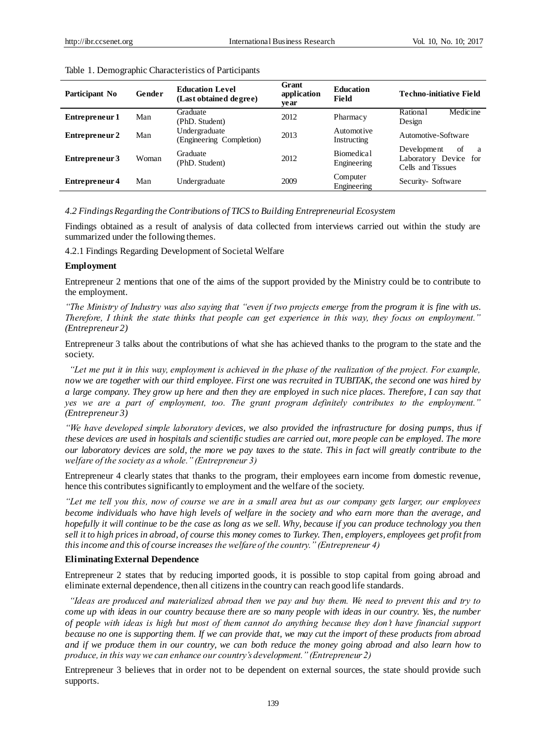Table 1. Demographic Characteristics of Participants

| Participant No | Gender | Education Level (Last obtained degree) | Grant application year | Education Field | Techno-initiative Field |
|---|---|---|---|---|---|
| **Entrepreneur 1** | Man | Graduate (PhD. Student) | 2012 | Pharmacy | Rational Medicine Design |
| **Entrepreneur 2** | Man | Undergraduate (Engineering Completion) | 2013 | Automotive Instructing | Automotive-Software |
| **Entrepreneur 3** | Woman | Graduate (PhD. Student) | 2012 | Biomedical Engineering | Development of a Laboratory Device for Cells and Tissues |
| **Entrepreneur 4** | Man | Undergraduate | 2009 | Computer Engineering | Security- Software |

### *4.2 Findings Regarding the Contributions of TICS to Building Entrepreneurial Ecosystem*

Findings obtained as a result of analysis of data collected from interviews carried out within the study are summarized under the following themes.

#### 4.2.1 Findings Regarding Development of Societal Welfare

**Employment**

Entrepreneur 2 mentions that one of the aims of the support provided by the Ministry could be to contribute to the employment.

*"The Ministry of Industry was also saying that "even if two projects emerge from the program it is fine with us. Therefore, I think the state thinks that people can get experience in this way, they focus on employment." (Entrepreneur 2)*

Entrepreneur 3 talks about the contributions of what she has achieved thanks to the program to the state and the society.

*"Let me put it in this way, employment is achieved in the phase of the realization of the project. For example, now we are together with our third employee. First one was recruited in TUBITAK, the second one was hired by a large company. They grow up here and then they are employed in such nice places. Therefore, I can say that yes we are a part of employment, too. The grant program definitely contributes to the employment." (Entrepreneur 3)*

*"We have developed simple laboratory devices, we also provided the infrastructure for dosing pumps, thus if these devices are used in hospitals and scientific studies are carried out, more people can be employed. The more our laboratory devices are sold, the more we pay taxes to the state. This in fact will greatly contribute to the welfare of the society as a whole." (Entrepreneur 3)*

Entrepreneur 4 clearly states that thanks to the program, their employees earn income from domestic revenue, hence this contributes significantly to employment and the welfare of the society.

*"Let me tell you this, now of course we are in a small area but as our company gets larger, our employees become individuals who have high levels of welfare in the society and who earn more than the average, and hopefully it will continue to be the case as long as we sell. Why, because if you can produce technology you then sell it to high prices in abroad, of course this money comes to Turkey. Then, employers, employees get profit from this income and this of course increases the welfare of the country." (Entrepreneur 4)*

**Eliminating External Dependence**

Entrepreneur 2 states that by reducing imported goods, it is possible to stop capital from going abroad and eliminate external dependence, then all citizens in the country can reach good life standards.

*"Ideas are produced and materialized abroad then we pay and buy them. We need to prevent this and try to come up with ideas in our country because there are so many people with ideas in our country. Yes, the number of people with ideas is high but most of them cannot do anything because they don't have financial support because no one is supporting them. If we can provide that, we may cut the import of these products from abroad and if we produce them in our country, we can both reduce the money going abroad and also learn how to produce, in this way we can enhance our country's development." (Entrepreneur 2)*

Entrepreneur 3 believes that in order not to be dependent on external sources, the state should provide such supports.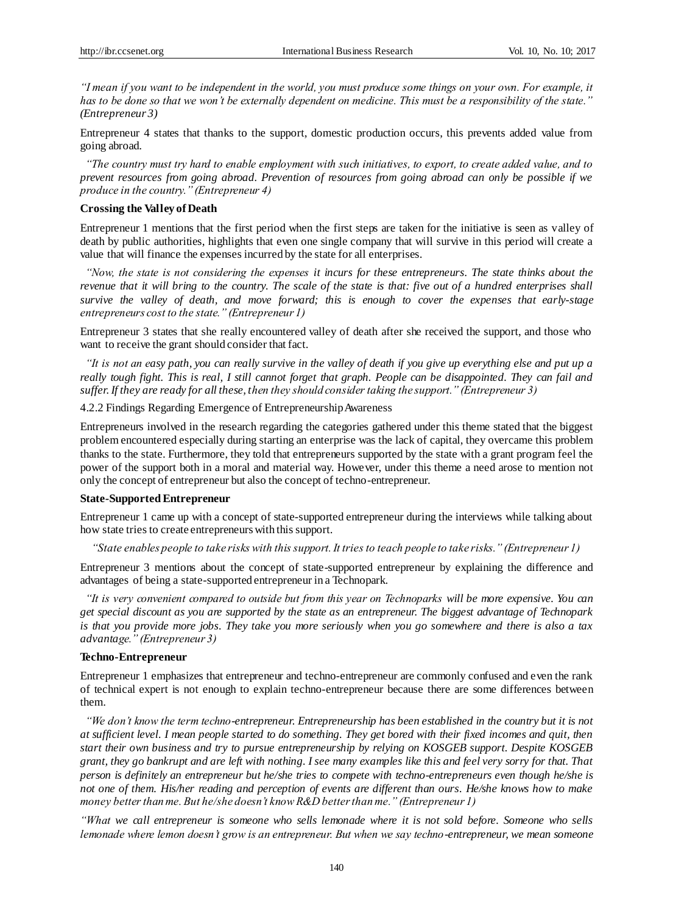*"I mean if you want to be independent in the world, you must produce some things on your own. For example, it has to be done so that we won't be externally dependent on medicine. This must be a responsibility of the state." (Entrepreneur 3)*

Entrepreneur 4 states that thanks to the support, domestic production occurs, this prevents added value from going abroad.

*"The country must try hard to enable employment with such initiatives, to export, to create added value, and to prevent resources from going abroad. Prevention of resources from going abroad can only be possible if we produce in the country." (Entrepreneur 4)*

**Crossing the Valley of Death**

Entrepreneur 1 mentions that the first period when the first steps are taken for the initiative is seen as valley of death by public authorities, highlights that even one single company that will survive in this period will create a value that will finance the expenses incurred by the state for all enterprises.

*"Now, the state is not considering the expenses it incurs for these entrepreneurs. The state thinks about the revenue that it will bring to the country. The scale of the state is that: five out of a hundred enterprises shall survive the valley of death, and move forward; this is enough to cover the expenses that early-stage entrepreneurs cost to the state." (Entrepreneur 1)*

Entrepreneur 3 states that she really encountered valley of death after she received the support, and those who want to receive the grant should consider that fact.

*"It is not an easy path, you can really survive in the valley of death if you give up everything else and put up a really tough fight. This is real, I still cannot forget that graph. People can be disappointed. They can fail and suffer. If they are ready for all these, then they should consider taking the support." (Entrepreneur 3)*

4.2.2 Findings Regarding Emergence of Entrepreneurship Awareness

Entrepreneurs involved in the research regarding the categories gathered under this theme stated that the biggest problem encountered especially during starting an enterprise was the lack of capital, they overcame this problem thanks to the state. Furthermore, they told that entrepreneurs supported by the state with a grant program feel the power of the support both in a moral and material way. However, under this theme a need arose to mention not only the concept of entrepreneur but also the concept of techno-entrepreneur.

**State-Supported Entrepreneur**

Entrepreneur 1 came up with a concept of state-supported entrepreneur during the interviews while talking about how state tries to create entrepreneurs with this support.

*"State enables people to take risks with this support. It tries to teach people to take risks." (Entrepreneur 1)*

Entrepreneur 3 mentions about the concept of state-supported entrepreneur by explaining the difference and advantages of being a state-supported entrepreneur in a Technopark.

*"It is very convenient compared to outside but from this year on Technoparks will be more expensive. You can get special discount as you are supported by the state as an entrepreneur. The biggest advantage of Technopark is that you provide more jobs. They take you more seriously when you go somewhere and there is also a tax advantage." (Entrepreneur 3)*

**Techno-Entrepreneur**

Entrepreneur 1 emphasizes that entrepreneur and techno-entrepreneur are commonly confused and even the rank of technical expert is not enough to explain techno-entrepreneur because there are some differences between them.

*"We don't know the term techno-entrepreneur. Entrepreneurship has been established in the country but it is not at sufficient level. I mean people started to do something. They get bored with their fixed incomes and quit, then start their own business and try to pursue entrepreneurship by relying on KOSGEB support. Despite KOSGEB grant, they go bankrupt and are left with nothing. I see many examples like this and feel very sorry for that. That person is definitely an entrepreneur but he/she tries to compete with techno-entrepreneurs even though he/she is not one of them. His/her reading and perception of events are different than ours. He/she knows how to make money better than me. But he/she doesn't know R&D better than me." (Entrepreneur 1)*

*"What we call entrepreneur is someone who sells lemonade where it is not sold before. Someone who sells lemonade where lemon doesn't grow is an entrepreneur. But when we say techno-entrepreneur, we mean someone*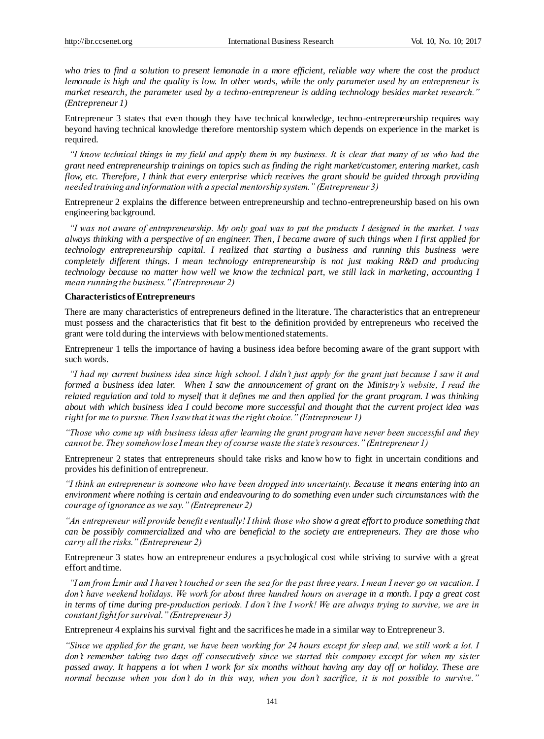*who tries to find a solution to present lemonade in a more efficient, reliable way where the cost the product lemonade is high and the quality is low. In other words, while the only parameter used by an entrepreneur is market research, the parameter used by a techno-entrepreneur is adding technology besides market research." (Entrepreneur 1)*

Entrepreneur 3 states that even though they have technical knowledge, techno-entrepreneurship requires way beyond having technical knowledge therefore mentorship system which depends on experience in the market is required.

*"I know technical things in my field and apply them in my business. It is clear that many of us who had the grant need entrepreneurship trainings on topics such as finding the right market/customer, entering market, cash flow, etc. Therefore, I think that every enterprise which receives the grant should be guided through providing needed training and information with a special mentorship system." (Entrepreneur 3)*

Entrepreneur 2 explains the difference between entrepreneurship and techno-entrepreneurship based on his own engineering background.

*"I was not aware of entrepreneurship. My only goal was to put the products I designed in the market. I was always thinking with a perspective of an engineer. Then, I became aware of such things when I first applied for technology entrepreneurship capital. I realized that starting a business and running this business were completely different things. I mean technology entrepreneurship is not just making R&D and producing technology because no matter how well we know the technical part, we still lack in marketing, accounting I mean running the business." (Entrepreneur 2)*

**Characteristics of Entrepreneurs**

There are many characteristics of entrepreneurs defined in the literature. The characteristics that an entrepreneur must possess and the characteristics that fit best to the definition provided by entrepreneurs who received the grant were told during the interviews with below mentioned statements.

Entrepreneur 1 tells the importance of having a business idea before becoming aware of the grant support with such words.

*"I had my current business idea since high school. I didn't just apply for the grant just because I saw it and formed a business idea later. When I saw the announcement of grant on the Ministry's website, I read the related regulation and told to myself that it defines me and then applied for the grant program. I was thinking about with which business idea I could become more successful and thought that the current project idea was right for me to pursue. Then I saw that it was the right choice." (Entrepreneur 1)*

*"Those who come up with business ideas after learning the grant program have never been successful and they cannot be. They somehow lose I mean they of course waste the state's resources." (Entrepreneur 1)*

Entrepreneur 2 states that entrepreneurs should take risks and know how to fight in uncertain conditions and provides his definition of entrepreneur.

*"I think an entrepreneur is someone who have been dropped into uncertainty. Because it means entering into an environment where nothing is certain and endeavouring to do something even under such circumstances with the courage of ignorance as we say." (Entrepreneur 2)*

*"An entrepreneur will provide benefit eventually! I think those who show a great effort to produce something that can be possibly commercialized and who are beneficial to the society are entrepreneurs. They are those who carry all the risks." (Entrepreneur 2)*

Entrepreneur 3 states how an entrepreneur endures a psychological cost while striving to survive with a great effort and time.

*"I am from İzmir and I haven't touched or seen the sea for the past three years. I mean I never go on vacation. I don't have weekend holidays. We work for about three hundred hours on average in a month. I pay a great cost in terms of time during pre-production periods. I don't live I work! We are always trying to survive, we are in constant fight for survival." (Entrepreneur 3)*

Entrepreneur 4 explains his survival fight and the sacrifices he made in a similar way to Entrepreneur 3.

*"Since we applied for the grant, we have been working for 24 hours except for sleep and, we still work a lot. I don't remember taking two days off consecutively since we started this company except for when my sister passed away. It happens a lot when I work for six months without having any day off or holiday. These are normal because when you don't do in this way, when you don't sacrifice, it is not possible to survive."*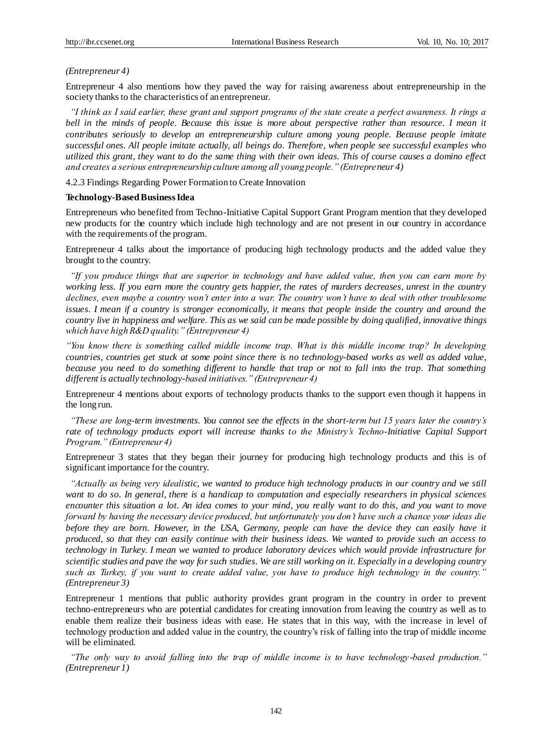*(Entrepreneur 4)*

Entrepreneur 4 also mentions how they paved the way for raising awareness about entrepreneurship in the society thanks to the characteristics of an entrepreneur.

*"I think as I said earlier, these grant and support programs of the state create a perfect awareness. It rings a bell in the minds of people. Because this issue is more about perspective rather than resource. I mean it contributes seriously to develop an entrepreneurship culture among young people. Because people imitate successful ones. All people imitate actually, all beings do. Therefore, when people see successful examples who utilized this grant, they want to do the same thing with their own ideas. This of course causes a domino effect and creates a serious entrepreneurship culture among all young people." (Entrepreneur 4)*

4.2.3 Findings Regarding Power Formation to Create Innovation

**Technology-Based Business Idea**

Entrepreneurs who benefited from Techno-Initiative Capital Support Grant Program mention that they developed new products for the country which include high technology and are not present in our country in accordance with the requirements of the program.

Entrepreneur 4 talks about the importance of producing high technology products and the added value they brought to the country.

*"If you produce things that are superior in technology and have added value, then you can earn more by working less. If you earn more the country gets happier, the rates of murders decreases, unrest in the country declines, even maybe a country won't enter into a war. The country won't have to deal with other troublesome issues. I mean if a country is stronger economically, it means that people inside the country and around the country live in happiness and welfare. This as we said can be made possible by doing qualified, innovative things which have high R&D quality." (Entrepreneur 4)*

*"You know there is something called middle income trap. What is this middle income trap? In developing countries, countries get stuck at some point since there is no technology-based works as well as added value, because you need to do something different to handle that trap or not to fall into the trap. That something different is actually technology-based initiatives." (Entrepreneur 4)*

Entrepreneur 4 mentions about exports of technology products thanks to the support even though it happens in the long run.

*"These are long-term investments. You cannot see the effects in the short-term but 15 years later the country's rate of technology products export will increase thanks to the Ministry's Techno-Initiative Capital Support Program." (Entrepreneur 4)*

Entrepreneur 3 states that they began their journey for producing high technology products and this is of significant importance for the country.

*"Actually as being very idealistic, we wanted to produce high technology products in our country and we still want to do so. In general, there is a handicap to computation and especially researchers in physical sciences encounter this situation a lot. An idea comes to your mind, you really want to do this, and you want to move forward by having the necessary device produced, but unfortunately you don't have such a chance your ideas die before they are born. However, in the USA, Germany, people can have the device they can easily have it produced, so that they can easily continue with their business ideas. We wanted to provide such an access to technology in Turkey. I mean we wanted to produce laboratory devices which would provide infrastructure for scientific studies and pave the way for such studies. We are still working on it. Especially in a developing country such as Turkey, if you want to create added value, you have to produce high technology in the country." (Entrepreneur 3)*

Entrepreneur 1 mentions that public authority provides grant program in the country in order to prevent techno-entrepreneurs who are potential candidates for creating innovation from leaving the country as well as to enable them realize their business ideas with ease. He states that in this way, with the increase in level of technology production and added value in the country, the country's risk of falling into the trap of middle income will be eliminated.

*"The only way to avoid falling into the trap of middle income is to have technology-based production." (Entrepreneur 1)*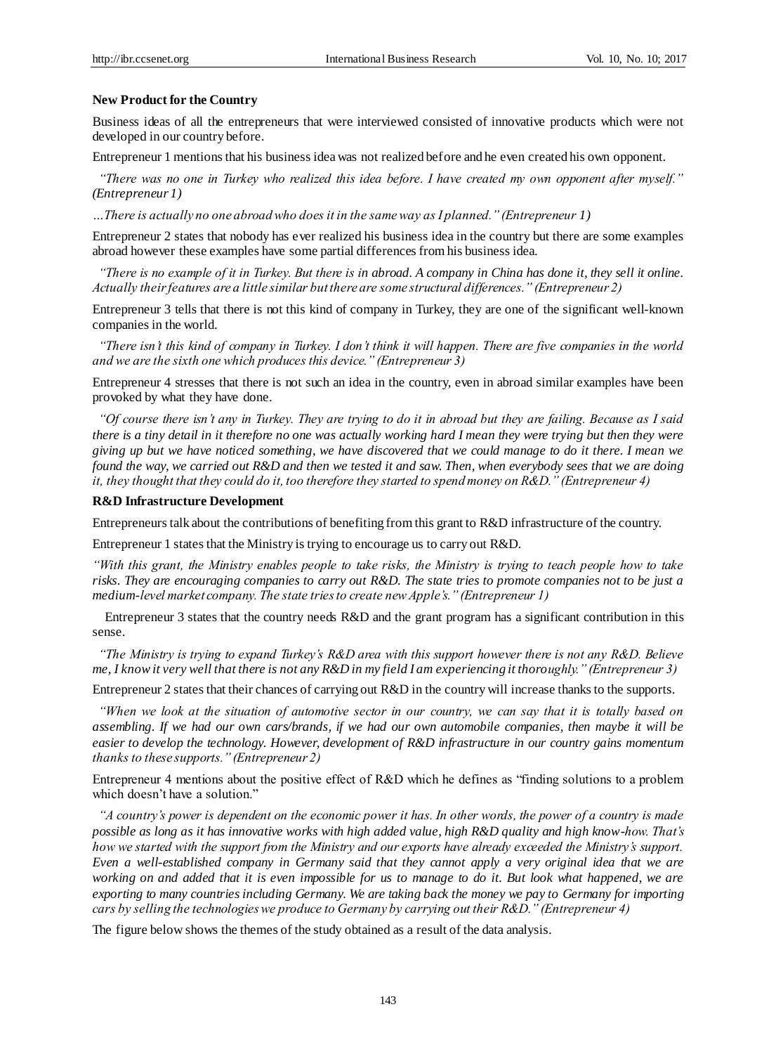**New Product for the Country**

Business ideas of all the entrepreneurs that were interviewed consisted of innovative products which were not developed in our country before.

Entrepreneur 1 mentions that his business idea was not realized before and he even created his own opponent.

*"There was no one in Turkey who realized this idea before. I have created my own opponent after myself." (Entrepreneur 1)*

*…There is actually no one abroad who does it in the same way as I planned." (Entrepreneur 1)*

Entrepreneur 2 states that nobody has ever realized his business idea in the country but there are some examples abroad however these examples have some partial differences from his business idea.

*"There is no example of it in Turkey. But there is in abroad. A company in China has done it, they sell it online. Actually their features are a little similar but there are some structural differences." (Entrepreneur 2)*

Entrepreneur 3 tells that there is not this kind of company in Turkey, they are one of the significant well-known companies in the world.

*"There isn't this kind of company in Turkey. I don't think it will happen. There are five companies in the world and we are the sixth one which produces this device." (Entrepreneur 3)*

Entrepreneur 4 stresses that there is not such an idea in the country, even in abroad similar examples have been provoked by what they have done.

*"Of course there isn't any in Turkey. They are trying to do it in abroad but they are failing. Because as I said there is a tiny detail in it therefore no one was actually working hard I mean they were trying but then they were giving up but we have noticed something, we have discovered that we could manage to do it there. I mean we found the way, we carried out R&D and then we tested it and saw. Then, when everybody sees that we are doing it, they thought that they could do it, too therefore they started to spend money on R&D." (Entrepreneur 4)*

**R&D Infrastructure Development**

Entrepreneurs talk about the contributions of benefiting from this grant to R&D infrastructure of the country.

Entrepreneur 1 states that the Ministry is trying to encourage us to carry out R&D.

*"With this grant, the Ministry enables people to take risks, the Ministry is trying to teach people how to take risks. They are encouraging companies to carry out R&D. The state tries to promote companies not to be just a medium-level market company. The state tries to create new Apple's." (Entrepreneur 1)*

Entrepreneur 3 states that the country needs R&D and the grant program has a significant contribution in this sense.

*"The Ministry is trying to expand Turkey's R&D area with this support however there is not any R&D. Believe me, I know it very well that there is not any R&D in my field I am experiencing it thoroughly." (Entrepreneur 3)*

Entrepreneur 2 states that their chances of carrying out R&D in the country will increase thanks to the supports.

*"When we look at the situation of automotive sector in our country, we can say that it is totally based on assembling. If we had our own cars/brands, if we had our own automobile companies, then maybe it will be easier to develop the technology. However, development of R&D infrastructure in our country gains momentum thanks to these supports." (Entrepreneur 2)*

Entrepreneur 4 mentions about the positive effect of R&D which he defines as "finding solutions to a problem which doesn't have a solution."

*"A country's power is dependent on the economic power it has. In other words, the power of a country is made possible as long as it has innovative works with high added value, high R&D quality and high know-how. That's how we started with the support from the Ministry and our exports have already exceeded the Ministry's support. Even a well-established company in Germany said that they cannot apply a very original idea that we are working on and added that it is even impossible for us to manage to do it. But look what happened, we are exporting to many countries including Germany. We are taking back the money we pay to Germany for importing cars by selling the technologies we produce to Germany by carrying out their R&D." (Entrepreneur 4)*

The figure below shows the themes of the study obtained as a result of the data analysis.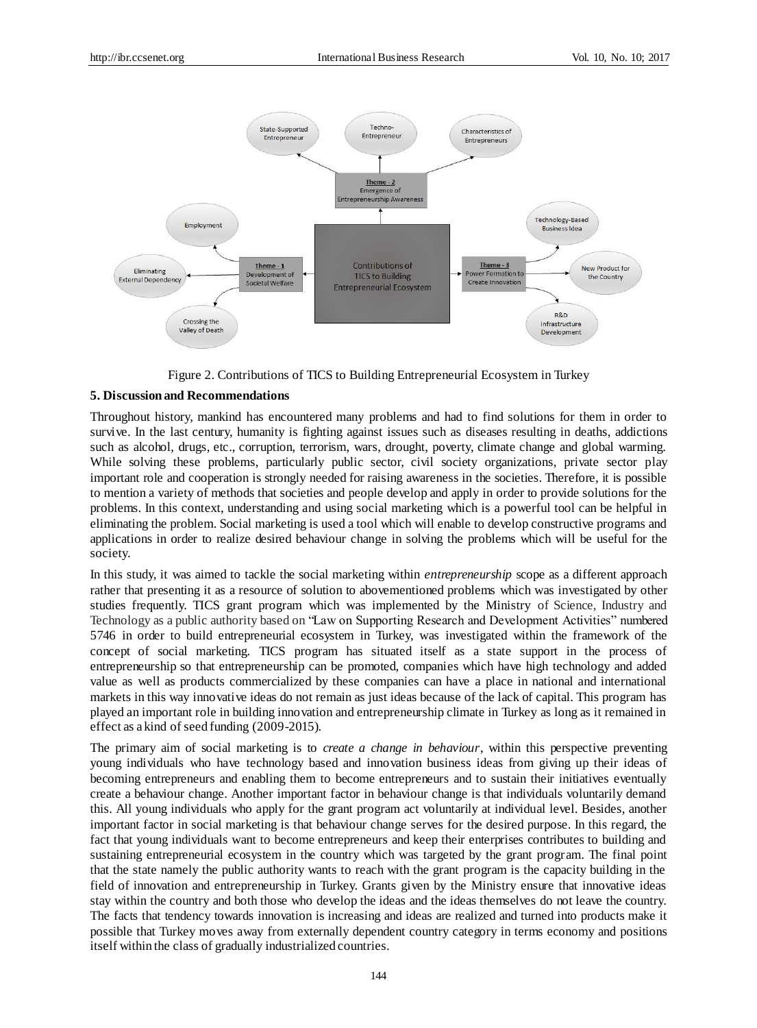Figure 2. Contributions of TICS to Building Entrepreneurial Ecosystem in Turkey

## 5. Discussion and Recommendations

Throughout history, mankind has encountered many problems and had to find solutions for them in order to survive. In the last century, humanity is fighting against issues such as diseases resulting in deaths, addictions such as alcohol, drugs, etc., corruption, terrorism, wars, drought, poverty, climate change and global warming. While solving these problems, particularly public sector, civil society organizations, private sector play important role and cooperation is strongly needed for raising awareness in the societies. Therefore, it is possible to mention a variety of methods that societies and people develop and apply in order to provide solutions for the problems. In this context, understanding and using social marketing which is a powerful tool can be helpful in eliminating the problem. Social marketing is used a tool which will enable to develop constructive programs and applications in order to realize desired behaviour change in solving the problems which will be useful for the society.

In this study, it was aimed to tackle the social marketing within *entrepreneurship* scope as a different approach rather that presenting it as a resource of solution to abovementioned problems which was investigated by other studies frequently. TICS grant program which was implemented by the Ministry of Science, Industry and Technology as a public authority based on "Law on Supporting Research and Development Activities" numbered 5746 in order to build entrepreneurial ecosystem in Turkey, was investigated within the framework of the concept of social marketing. TICS program has situated itself as a state support in the process of entrepreneurship so that entrepreneurship can be promoted, companies which have high technology and added value as well as products commercialized by these companies can have a place in national and international markets in this way innovative ideas do not remain as just ideas because of the lack of capital. This program has played an important role in building innovation and entrepreneurship climate in Turkey as long as it remained in effect as a kind of seed funding (2009-2015).

The primary aim of social marketing is to *create a change in behaviour*, within this perspective preventing young individuals who have technology based and innovation business ideas from giving up their ideas of becoming entrepreneurs and enabling them to become entrepreneurs and to sustain their initiatives eventually create a behaviour change. Another important factor in behaviour change is that individuals voluntarily demand this. All young individuals who apply for the grant program act voluntarily at individual level. Besides, another important factor in social marketing is that behaviour change serves for the desired purpose. In this regard, the fact that young individuals want to become entrepreneurs and keep their enterprises contributes to building and sustaining entrepreneurial ecosystem in the country which was targeted by the grant program. The final point that the state namely the public authority wants to reach with the grant program is the capacity building in the field of innovation and entrepreneurship in Turkey. Grants given by the Ministry ensure that innovative ideas stay within the country and both those who develop the ideas and the ideas themselves do not leave the country. The facts that tendency towards innovation is increasing and ideas are realized and turned into products make it possible that Turkey moves away from externally dependent country category in terms economy and positions itself within the class of gradually industrialized countries.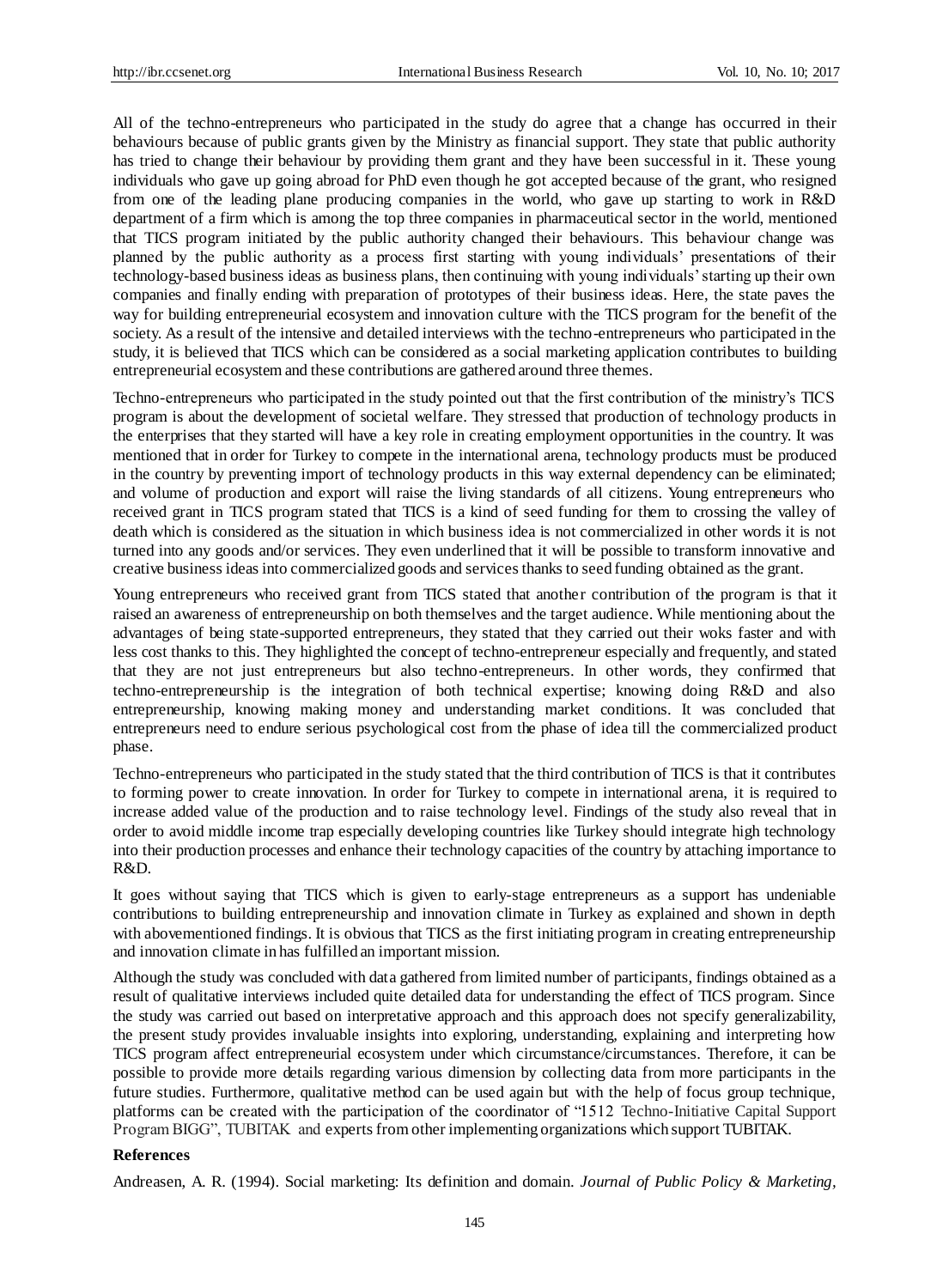All of the techno-entrepreneurs who participated in the study do agree that a change has occurred in their behaviours because of public grants given by the Ministry as financial support. They state that public authority has tried to change their behaviour by providing them grant and they have been successful in it. These young individuals who gave up going abroad for PhD even though he got accepted because of the grant, who resigned from one of the leading plane producing companies in the world, who gave up starting to work in R&D department of a firm which is among the top three companies in pharmaceutical sector in the world, mentioned that TICS program initiated by the public authority changed their behaviours. This behaviour change was planned by the public authority as a process first starting with young individuals' presentations of their technology-based business ideas as business plans, then continuing with young individuals' starting up their own companies and finally ending with preparation of prototypes of their business ideas. Here, the state paves the way for building entrepreneurial ecosystem and innovation culture with the TICS program for the benefit of the society. As a result of the intensive and detailed interviews with the techno-entrepreneurs who participated in the study, it is believed that TICS which can be considered as a social marketing application contributes to building entrepreneurial ecosystem and these contributions are gathered around three themes.

Techno-entrepreneurs who participated in the study pointed out that the first contribution of the ministry's TICS program is about the development of societal welfare. They stressed that production of technology products in the enterprises that they started will have a key role in creating employment opportunities in the country. It was mentioned that in order for Turkey to compete in the international arena, technology products must be produced in the country by preventing import of technology products in this way external dependency can be eliminated; and volume of production and export will raise the living standards of all citizens. Young entrepreneurs who received grant in TICS program stated that TICS is a kind of seed funding for them to crossing the valley of death which is considered as the situation in which business idea is not commercialized in other words it is not turned into any goods and/or services. They even underlined that it will be possible to transform innovative and creative business ideas into commercialized goods and services thanks to seed funding obtained as the grant.

Young entrepreneurs who received grant from TICS stated that another contribution of the program is that it raised an awareness of entrepreneurship on both themselves and the target audience. While mentioning about the advantages of being state-supported entrepreneurs, they stated that they carried out their woks faster and with less cost thanks to this. They highlighted the concept of techno-entrepreneur especially and frequently, and stated that they are not just entrepreneurs but also techno-entrepreneurs. In other words, they confirmed that techno-entrepreneurship is the integration of both technical expertise; knowing doing R&D and also entrepreneurship, knowing making money and understanding market conditions. It was concluded that entrepreneurs need to endure serious psychological cost from the phase of idea till the commercialized product phase.

Techno-entrepreneurs who participated in the study stated that the third contribution of TICS is that it contributes to forming power to create innovation. In order for Turkey to compete in international arena, it is required to increase added value of the production and to raise technology level. Findings of the study also reveal that in order to avoid middle income trap especially developing countries like Turkey should integrate high technology into their production processes and enhance their technology capacities of the country by attaching importance to R&D.

It goes without saying that TICS which is given to early-stage entrepreneurs as a support has undeniable contributions to building entrepreneurship and innovation climate in Turkey as explained and shown in depth with abovementioned findings. It is obvious that TICS as the first initiating program in creating entrepreneurship and innovation climate in has fulfilled an important mission.

Although the study was concluded with data gathered from limited number of participants, findings obtained as a result of qualitative interviews included quite detailed data for understanding the effect of TICS program. Since the study was carried out based on interpretative approach and this approach does not specify generalizability, the present study provides invaluable insights into exploring, understanding, explaining and interpreting how TICS program affect entrepreneurial ecosystem under which circumstance/circumstances. Therefore, it can be possible to provide more details regarding various dimension by collecting data from more participants in the future studies. Furthermore, qualitative method can be used again but with the help of focus group technique, platforms can be created with the participation of the coordinator of "1512 Techno-Initiative Capital Support Program BIGG", TUBITAK and experts from other implementing organizations which support TUBITAK.

**References**

Andreasen, A. R. (1994). Social marketing: Its definition and domain. *Journal of Public Policy & Marketing,*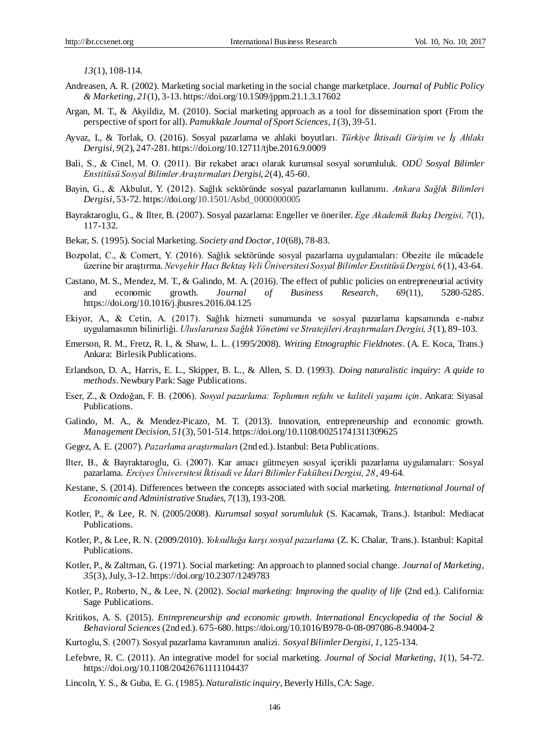*13*(1), 108-114.

Andreasen, A. R. (2002). Marketing social marketing in the social change marketplace. *Journal of Public Policy & Marketing, 21*(1), 3-13. https://doi.org/10.1509/jppm.21.1.3.17602

Argan, M. T., & Akyildiz, M. (2010). Social marketing approach as a tool for dissemination sport (From the perspective of sport for all). *Pamukkale Journal of Sport Sciences, 1*(3), 39-51.

Ayvaz, I., & Torlak, O. (2016). Sosyal pazarlama ve ahlaki boyutları. *Türkiye İktisadi Girişim ve İş Ahlakı Dergisi, 9*(2), 247-281. https://doi.org/10.12711/tjbe.2016.9.0009

Bali, S., & Cinel, M. O. (2011). Bir rekabet aracı olarak kurumsal sosyal sorumluluk. *ODÜ Sosyal Bilimler Enstitüsü Sosyal Bilimler Araştırmaları Dergisi, 2*(4), 45-60.

Bayin, G., & Akbulut, Y. (2012). Sağlık sektöründe sosyal pazarlamanın kullanımı. *Ankara Sağlık Bilimleri Dergisi*, 53-72. https://doi.org/10.1501/Asbd_0000000005

Bayraktaroglu, G., & Ilter, B. (2007). Sosyal pazarlama: Engeller ve öneriler. *Ege Akademik Bakış Dergisi, 7*(1), 117-132.

Bekar, S. (1995). Social Marketing. *Society and Doctor*, *10*(68), 78-83.

Bozpolat, C., & Comert, Y. (2016). Sağlık sektöründe sosyal pazarlama uygulamaları: Obezite ile mücadele üzerine bir araştırma. *Nevşehir Hacı Bektaş Veli Üniversitesi Sosyal Bilimler Enstitüsü Dergisi, 6*(1), 43-64.

Castano, M. S., Mendez, M. T., & Galindo, M. A. (2016). The effect of public policies on entrepreneurial activity and economic growth. *Journal of Business Research, 69*(11), 5280-5285. https://doi.org/10.1016/j.jbusres.2016.04.125

Ekiyor, A., & Cetin, A. (2017). Sağlık hizmeti sunumunda ve sosyal pazarlama kapsamında e-nabız uygulamasının bilinirliği. *Uluslararası Sağlık Yönetimi ve Stratejileri Araştırmaları Dergisi, 3*(1), 89-103.

Emerson, R. M., Fretz, R. I., & Shaw, L. L. (1995/2008). *Writing Etnographic Fieldnotes*. (A. E. Koca, Trans.) Ankara: Birlesik Publications.

Erlandson, D. A., Harris, E. L., Skipper, B. L., & Allen, S. D. (1993). *Doing naturalistic inquiry: A quide to methods*. Newbury Park: Sage Publications.

Eser, Z., & Ozdoğan, F. B. (2006). *Sosyal pazarlama: Toplumun refahı ve kaliteli yaşamı için*. Ankara: Siyasal Publications.

Galindo, M. A., & Mendez-Picazo, M. T. (2013). Innovation, entrepreneurship and economic growth. *Management Decision, 51*(3), 501-514. https://doi.org/10.1108/00251741311309625

Gegez, A. E. (2007). *Pazarlama araştırmaları* (2nd ed.). Istanbul: Beta Publications.

Ilter, B., & Bayraktaroglu, G. (2007). Kar amacı gütmeyen sosyal içerikli pazarlama uygulamaları: Sosyal pazarlama. *Erciyes Üniversitesi İktisadi ve İdari Bilimler Fakültesi Dergisi, 28*, 49-64.

Kestane, S. (2014). Differences between the concepts associated with social marketing. *International Journal of Economic and Administrative Studies, 7*(13), 193-208.

Kotler, P., & Lee, R. N. (2005/2008). *Kurumsal sosyal sorumluluk* (S. Kacamak, Trans.). Istanbul: Mediacat Publications.

Kotler, P., & Lee, R. N. (2009/2010). *Yoksulluğa karşı sosyal pazarlama* (Z. K. Chalar, Trans.). Istanbul: Kapital Publications.

Kotler, P., & Zaltman, G. (1971). Social marketing: An approach to planned social change. *Journal of Marketing*, *35*(3), July, 3-12. https://doi.org/10.2307/1249783

Kotler, P., Roberto, N., & Lee, N. (2002). *Social marketing: Improving the quality of life* (2nd ed.). California: Sage Publications.

Kritikos, A. S. (2015). *Entrepreneurship and economic growth*. *International Encyclopedia of the Social & Behavioral Sciences* (2nd ed.). 675-680. https://doi.org/10.1016/B978-0-08-097086-8.94004-2

Kurtoglu, S. (2007). Sosyal pazarlama kavramının analizi. *Sosyal Bilimler Dergisi, 1*, 125-134.

Lefebvre, R. C. (2011). An integrative model for social marketing. *Journal of Social Marketing, 1*(1), 54-72. https://doi.org/10.1108/20426761111104437

Lincoln, Y. S., & Guba, E. G. (1985). *Naturalistic inquiry*, Beverly Hills, CA: Sage.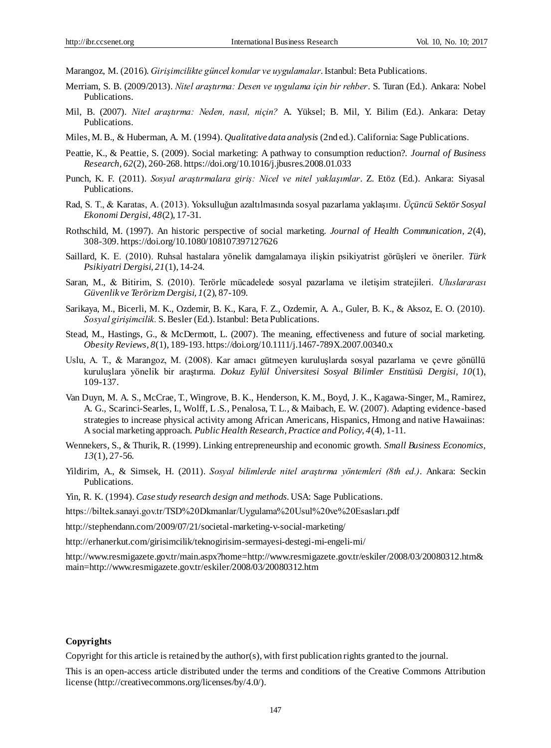Marangoz, M. (2016). *Girişimcilikte güncel konular ve uygulamalar*. Istanbul: Beta Publications.

Merriam, S. B. (2009/2013). *Nitel araştırma: Desen ve uygulama için bir rehber*. S. Turan (Ed.). Ankara: Nobel Publications.

Mil, B. (2007). *Nitel araştırma: Neden, nasıl, niçin?* A. Yüksel; B. Mil, Y. Bilim (Ed.). Ankara: Detay Publications.

Miles, M. B., & Huberman, A. M. (1994). *Qualitative data analysis* (2nd ed.). California: Sage Publications.

Peattie, K., & Peattie, S. (2009). Social marketing: A pathway to consumption reduction?. *Journal of Business Research, 62*(2), 260-268. https://doi.org/10.1016/j.jbusres.2008.01.033

Punch, K. F. (2011). *Sosyal araştırmalara giriş: Nicel ve nitel yaklaşımlar*. Z. Etöz (Ed.). Ankara: Siyasal Publications.

Rad, S. T., & Karatas, A. (2013). Yoksulluğun azaltılmasında sosyal pazarlama yaklaşımı. *Üçüncü Sektör Sosyal Ekonomi Dergisi, 48*(2), 17-31.

Rothschild, M. (1997). An historic perspective of social marketing. *Journal of Health Communication, 2*(4), 308-309. https://doi.org/10.1080/108107397127626

Saillard, K. E. (2010). Ruhsal hastalara yönelik damgalamaya ilişkin psikiyatrist görüşleri ve öneriler. *Türk Psikiyatri Dergisi, 21*(1), 14-24.

Saran, M., & Bitirim, S. (2010). Terörle mücadelede sosyal pazarlama ve iletişim stratejileri. *Uluslararası Güvenlik ve Terörizm Dergisi, 1*(2), 87-109.

Sarikaya, M., Bicerli, M. K., Ozdemir, B. K., Kara, F. Z., Ozdemir, A. A., Guler, B. K., & Aksoz, E. O. (2010). *Sosyal girişimcilik*. S. Besler (Ed.). Istanbul: Beta Publications.

Stead, M., Hastings, G., & McDermott, L. (2007). The meaning, effectiveness and future of social marketing. *Obesity Reviews, 8*(1), 189-193. https://doi.org/10.1111/j.1467-789X.2007.00340.x

Uslu, A. T., & Marangoz, M. (2008). Kar amacı gütmeyen kuruluşlarda sosyal pazarlama ve çevre gönüllü kuruluşlara yönelik bir araştırma. *Dokuz Eylül Üniversitesi Sosyal Bilimler Enstitüsü Dergisi, 10*(1), 109-137.

Van Duyn, M. A. S., McCrae, T., Wingrove, B. K., Henderson, K. M., Boyd, J. K., Kagawa-Singer, M., Ramirez, A. G., Scarinci-Searles, I., Wolff, L .S., Penalosa, T. L., & Maibach, E. W. (2007). Adapting evidence-based strategies to increase physical activity among African Americans, Hispanics, Hmong and native Hawaiinas: A social marketing approach. *Public Health Research, Practice and Policy, 4*(4), 1-11.

Wennekers, S., & Thurik, R. (1999). Linking entrepreneurship and economic growth. *Small Business Economics, 13*(1), 27-56.

Yildirim, A., & Simsek, H. (2011). *Sosyal bilimlerde nitel araştırma yöntemleri (8th ed.)*. Ankara: Seckin Publications.

Yin, R. K. (1994). *Case study research design and methods*. USA: Sage Publications.

https://biltek.sanayi.gov.tr/TSD%20Dkmanlar/Uygulama%20Usul%20ve%20Esasları.pdf

http://stephendann.com/2009/07/21/societal-marketing-v-social-marketing/

http://erhanerkut.com/girisimcilik/teknogirisim-sermayesi-destegi-mi-engeli-mi/

http://www.resmigazete.gov.tr/main.aspx?home=http://www.resmigazete.gov.tr/eskiler/2008/03/20080312.htm&main=http://www.resmigazete.gov.tr/eskiler/2008/03/20080312.htm

**Copyrights**

Copyright for this article is retained by the author(s), with first publication rights granted to the journal.

This is an open-access article distributed under the terms and conditions of the Creative Commons Attribution license (http://creativecommons.org/licenses/by/4.0/).